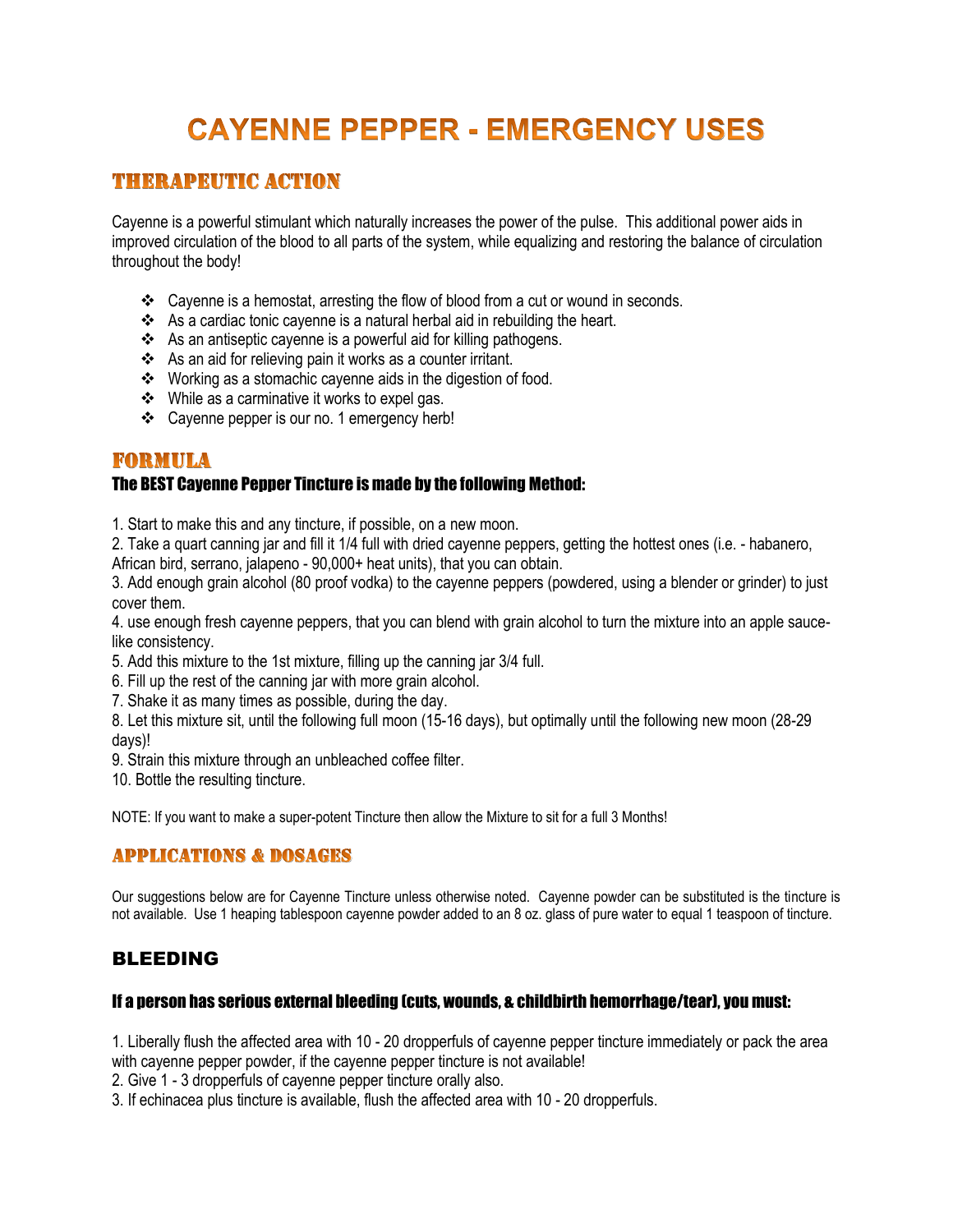# CAYENNE PEPPER - EMERGENCY USES

## THERAPEUTIC ACTION

Cayenne is a powerful stimulant which naturally increases the power of the pulse. This additional power aids in improved circulation of the blood to all parts of the system, while equalizing and restoring the balance of circulation throughout the body!

- Cayenne is a hemostat, arresting the flow of blood from a cut or wound in seconds.
- As a cardiac tonic cayenne is a natural herbal aid in rebuilding the heart.
- As an antiseptic cayenne is a powerful aid for killing pathogens.
- As an aid for relieving pain it works as a counter irritant.
- Working as a stomachic cayenne aids in the digestion of food.
- While as a carminative it works to expel gas.
- Cayenne pepper is our no. 1 emergency herb!

## FORMULA

### The BEST Cayenne Pepper Tincture is made by the following Method:

1. Start to make this and any tincture, if possible, on a new moon.
2. Take a quart canning jar and fill it 1/4 full with dried cayenne peppers, getting the hottest ones (i.e. - habanero, African bird, serrano, jalapeno - 90,000+ heat units), that you can obtain.
3. Add enough grain alcohol (80 proof vodka) to the cayenne peppers (powdered, using a blender or grinder) to just cover them.
4. use enough fresh cayenne peppers, that you can blend with grain alcohol to turn the mixture into an apple sauce-like consistency.
5. Add this mixture to the 1st mixture, filling up the canning jar 3/4 full.
6. Fill up the rest of the canning jar with more grain alcohol.
7. Shake it as many times as possible, during the day.
8. Let this mixture sit, until the following full moon (15-16 days), but optimally until the following new moon (28-29 days)!
9. Strain this mixture through an unbleached coffee filter.
10. Bottle the resulting tincture.

NOTE: If you want to make a super-potent Tincture then allow the Mixture to sit for a full 3 Months!

## APPLICATIONS & DOSAGES

Our suggestions below are for Cayenne Tincture unless otherwise noted. Cayenne powder can be substituted is the tincture is not available. Use 1 heaping tablespoon cayenne powder added to an 8 oz. glass of pure water to equal 1 teaspoon of tincture.

## BLEEDING

### If a person has serious external bleeding (cuts, wounds, & childbirth hemorrhage/tear), you must:

1. Liberally flush the affected area with 10 - 20 dropperfuls of cayenne pepper tincture immediately or pack the area with cayenne pepper powder, if the cayenne pepper tincture is not available!
2. Give 1 - 3 dropperfuls of cayenne pepper tincture orally also.
3. If echinacea plus tincture is available, flush the affected area with 10 - 20 dropperfuls.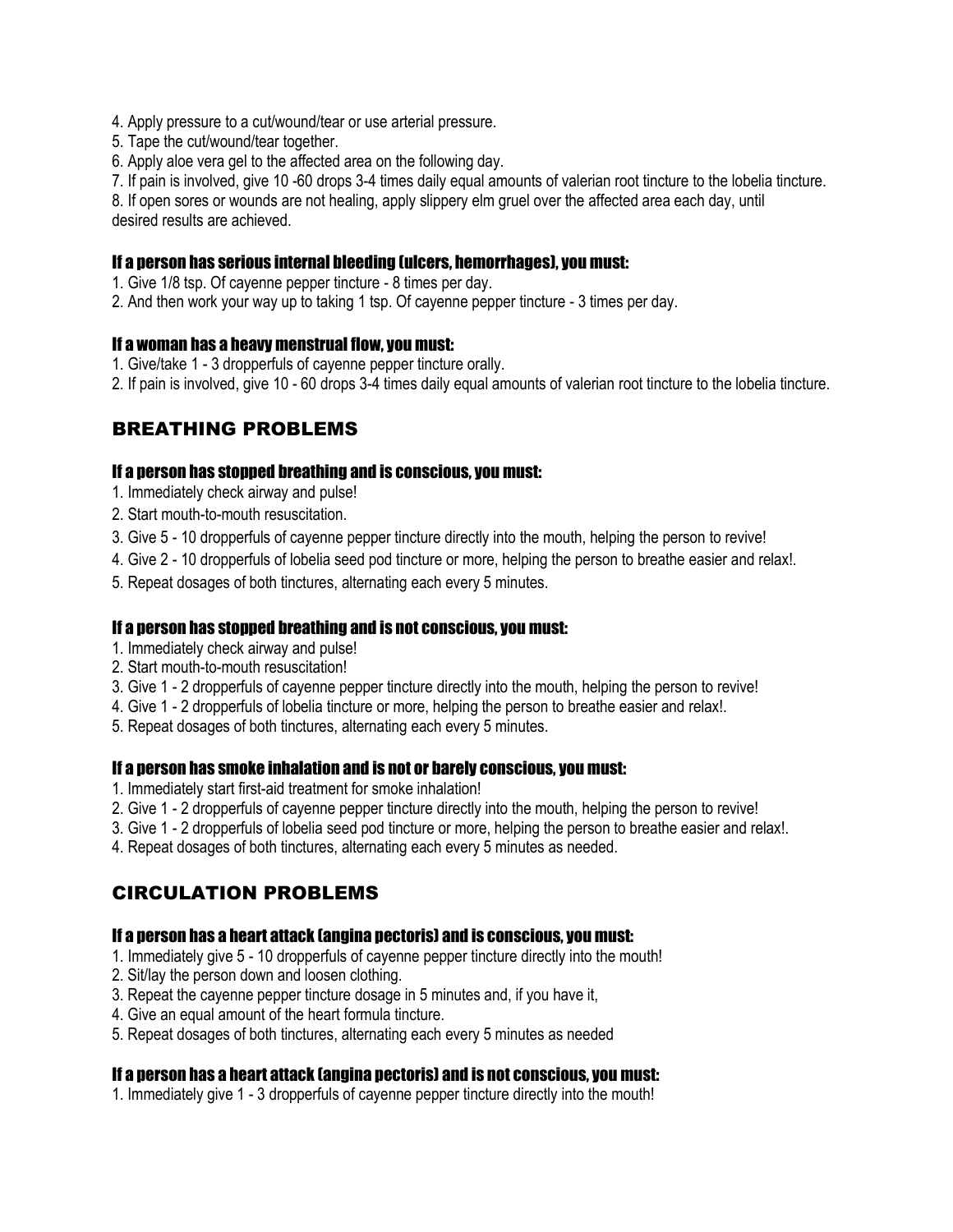4. Apply pressure to a cut/wound/tear or use arterial pressure.
5. Tape the cut/wound/tear together.
6. Apply aloe vera gel to the affected area on the following day.
7. If pain is involved, give 10 -60 drops 3-4 times daily equal amounts of valerian root tincture to the lobelia tincture.
8. If open sores or wounds are not healing, apply slippery elm gruel over the affected area each day, until desired results are achieved.

### If a person has serious internal bleeding (ulcers, hemorrhages), you must:

1. Give 1/8 tsp. Of cayenne pepper tincture - 8 times per day.
2. And then work your way up to taking 1 tsp. Of cayenne pepper tincture - 3 times per day.

### If a woman has a heavy menstrual flow, you must:

1. Give/take 1 - 3 dropperfuls of cayenne pepper tincture orally.
2. If pain is involved, give 10 - 60 drops 3-4 times daily equal amounts of valerian root tincture to the lobelia tincture.

## BREATHING PROBLEMS

### If a person has stopped breathing and is conscious, you must:

1. Immediately check airway and pulse!
2. Start mouth-to-mouth resuscitation.
3. Give 5 - 10 dropperfuls of cayenne pepper tincture directly into the mouth, helping the person to revive!
4. Give 2 - 10 dropperfuls of lobelia seed pod tincture or more, helping the person to breathe easier and relax!.
5. Repeat dosages of both tinctures, alternating each every 5 minutes.

### If a person has stopped breathing and is not conscious, you must:

1. Immediately check airway and pulse!
2. Start mouth-to-mouth resuscitation!
3. Give 1 - 2 dropperfuls of cayenne pepper tincture directly into the mouth, helping the person to revive!
4. Give 1 - 2 dropperfuls of lobelia tincture or more, helping the person to breathe easier and relax!.
5. Repeat dosages of both tinctures, alternating each every 5 minutes.

### If a person has smoke inhalation and is not or barely conscious, you must:

1. Immediately start first-aid treatment for smoke inhalation!
2. Give 1 - 2 dropperfuls of cayenne pepper tincture directly into the mouth, helping the person to revive!
3. Give 1 - 2 dropperfuls of lobelia seed pod tincture or more, helping the person to breathe easier and relax!.
4. Repeat dosages of both tinctures, alternating each every 5 minutes as needed.

## CIRCULATION PROBLEMS

### If a person has a heart attack (angina pectoris) and is conscious, you must:

1. Immediately give 5 - 10 dropperfuls of cayenne pepper tincture directly into the mouth!
2. Sit/lay the person down and loosen clothing.
3. Repeat the cayenne pepper tincture dosage in 5 minutes and, if you have it,
4. Give an equal amount of the heart formula tincture.
5. Repeat dosages of both tinctures, alternating each every 5 minutes as needed

### If a person has a heart attack (angina pectoris) and is not conscious, you must:

1. Immediately give 1 - 3 dropperfuls of cayenne pepper tincture directly into the mouth!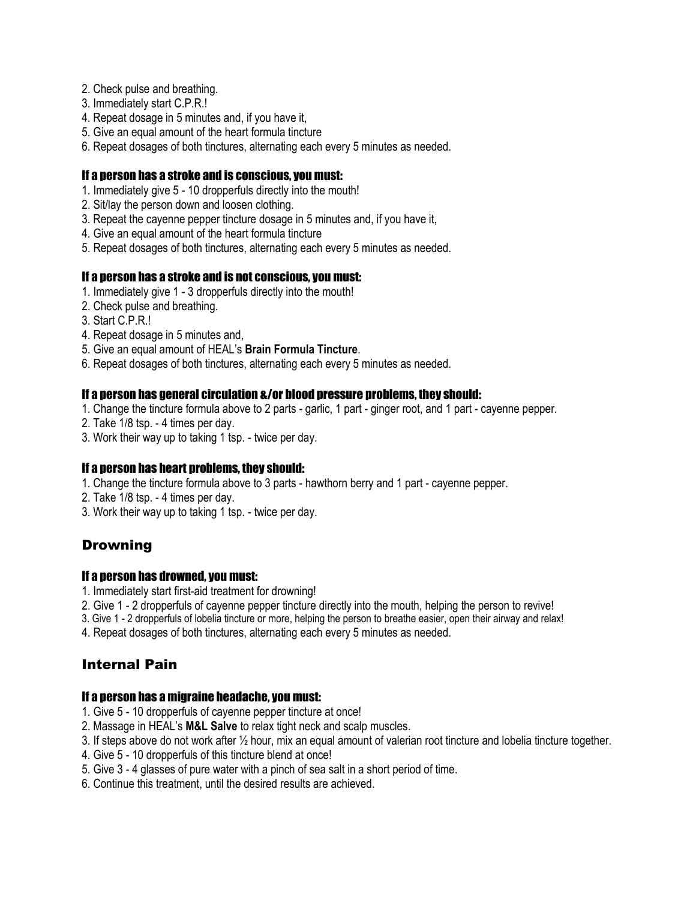2. Check pulse and breathing.
3. Immediately start C.P.R.!
4. Repeat dosage in 5 minutes and, if you have it,
5. Give an equal amount of the heart formula tincture
6. Repeat dosages of both tinctures, alternating each every 5 minutes as needed.

#### If a person has a stroke and is conscious, you must:

1. Immediately give 5 - 10 dropperfuls directly into the mouth!
2. Sit/lay the person down and loosen clothing.
3. Repeat the cayenne pepper tincture dosage in 5 minutes and, if you have it,
4. Give an equal amount of the heart formula tincture
5. Repeat dosages of both tinctures, alternating each every 5 minutes as needed.

#### If a person has a stroke and is not conscious, you must:

1. Immediately give 1 - 3 dropperfuls directly into the mouth!
2. Check pulse and breathing.
3. Start C.P.R.!
4. Repeat dosage in 5 minutes and,
5. Give an equal amount of HEAL's **Brain Formula Tincture**.
6. Repeat dosages of both tinctures, alternating each every 5 minutes as needed.

#### If a person has general circulation &/or blood pressure problems, they should:

1. Change the tincture formula above to 2 parts - garlic, 1 part - ginger root, and 1 part - cayenne pepper.
2. Take 1/8 tsp. - 4 times per day.
3. Work their way up to taking 1 tsp. - twice per day.

#### If a person has heart problems, they should:

1. Change the tincture formula above to 3 parts - hawthorn berry and 1 part - cayenne pepper.
2. Take 1/8 tsp. - 4 times per day.
3. Work their way up to taking 1 tsp. - twice per day.

## Drowning

#### If a person has drowned, you must:

1. Immediately start first-aid treatment for drowning!
2. Give 1 - 2 dropperfuls of cayenne pepper tincture directly into the mouth, helping the person to revive!
3. Give 1 - 2 dropperfuls of lobelia tincture or more, helping the person to breathe easier, open their airway and relax!
4. Repeat dosages of both tinctures, alternating each every 5 minutes as needed.

## Internal Pain

#### If a person has a migraine headache, you must:

1. Give 5 - 10 dropperfuls of cayenne pepper tincture at once!
2. Massage in HEAL's **M&L Salve** to relax tight neck and scalp muscles.
3. If steps above do not work after ½ hour, mix an equal amount of valerian root tincture and lobelia tincture together.
4. Give 5 - 10 dropperfuls of this tincture blend at once!
5. Give 3 - 4 glasses of pure water with a pinch of sea salt in a short period of time.
6. Continue this treatment, until the desired results are achieved.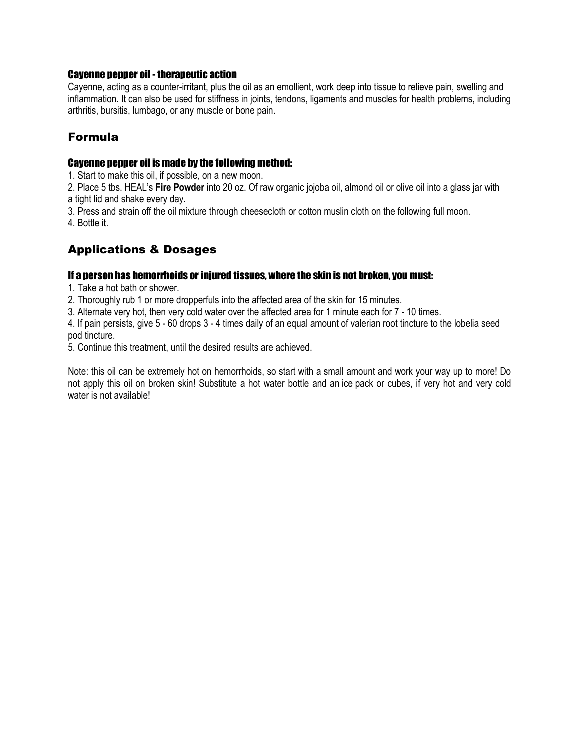### Cayenne pepper oil - therapeutic action

Cayenne, acting as a counter-irritant, plus the oil as an emollient, work deep into tissue to relieve pain, swelling and inflammation. It can also be used for stiffness in joints, tendons, ligaments and muscles for health problems, including arthritis, bursitis, lumbago, or any muscle or bone pain.

## Formula

### Cayenne pepper oil is made by the following method:

1. Start to make this oil, if possible, on a new moon.
2. Place 5 tbs. HEAL's **Fire Powder** into 20 oz. Of raw organic jojoba oil, almond oil or olive oil into a glass jar with a tight lid and shake every day.
3. Press and strain off the oil mixture through cheesecloth or cotton muslin cloth on the following full moon.
4. Bottle it.

## Applications & Dosages

### If a person has hemorrhoids or injured tissues, where the skin is not broken, you must:

1. Take a hot bath or shower.
2. Thoroughly rub 1 or more dropperfuls into the affected area of the skin for 15 minutes.
3. Alternate very hot, then very cold water over the affected area for 1 minute each for 7 - 10 times.
4. If pain persists, give 5 - 60 drops 3 - 4 times daily of an equal amount of valerian root tincture to the lobelia seed pod tincture.
5. Continue this treatment, until the desired results are achieved.

Note: this oil can be extremely hot on hemorrhoids, so start with a small amount and work your way up to more! Do not apply this oil on broken skin! Substitute a hot water bottle and an ice pack or cubes, if very hot and very cold water is not available!